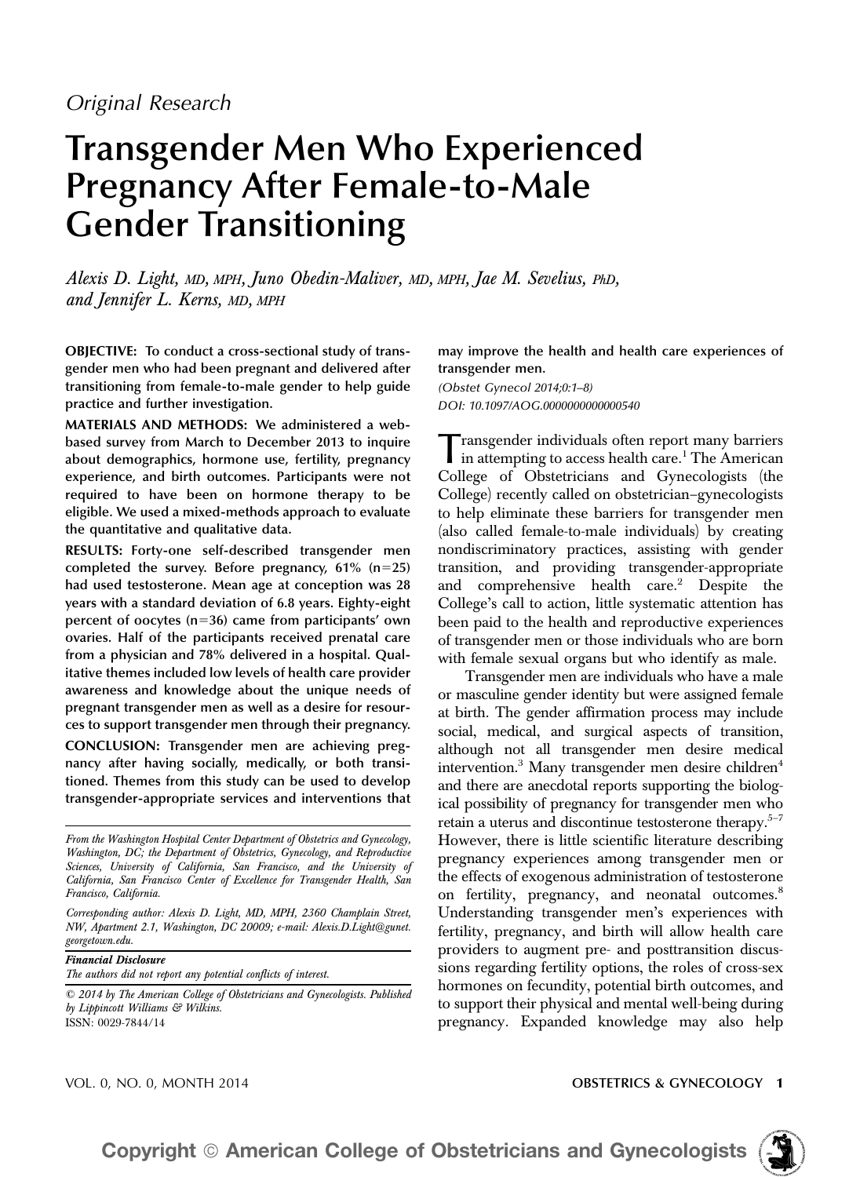*Original Research*

# Transgender Men Who Experienced Pregnancy After Female-to-Male Gender Transitioning

*Alexis D. Light, MD, MPH, Juno Obedin-Maliver, MD, MPH, Jae M. Sevelius, PhD, and Jennifer L. Kerns, MD, MPH*

**OBJECTIVE:** To conduct a cross-sectional study of transgender men who had been pregnant and delivered after transitioning from female-to-male gender to help guide practice and further investigation.

**MATERIALS AND METHODS:** We administered a web-based survey from March to December 2013 to inquire about demographics, hormone use, fertility, pregnancy experience, and birth outcomes. Participants were not required to have been on hormone therapy to be eligible. We used a mixed-methods approach to evaluate the quantitative and qualitative data.

**RESULTS:** Forty-one self-described transgender men completed the survey. Before pregnancy, 61% (n=25) had used testosterone. Mean age at conception was 28 years with a standard deviation of 6.8 years. Eighty-eight percent of oocytes (n=36) came from participants' own ovaries. Half of the participants received prenatal care from a physician and 78% delivered in a hospital. Qualitative themes included low levels of health care provider awareness and knowledge about the unique needs of pregnant transgender men as well as a desire for resources to support transgender men through their pregnancy.

**CONCLUSION:** Transgender men are achieving pregnancy after having socially, medically, or both transitioned. Themes from this study can be used to develop transgender-appropriate services and interventions that may improve the health and health care experiences of transgender men.

*(Obstet Gynecol 2014;0:1–8)*
*DOI: 10.1097/AOG.0000000000000540*

*From the Washington Hospital Center Department of Obstetrics and Gynecology, Washington, DC; the Department of Obstetrics, Gynecology, and Reproductive Sciences, University of California, San Francisco, and the University of California, San Francisco Center of Excellence for Transgender Health, San Francisco, California.*

*Corresponding author: Alexis D. Light, MD, MPH, 2360 Champlain Street, NW, Apartment 2.1, Washington, DC 20009; e-mail: Alexis.D.Light@gunet.georgetown.edu.*

***Financial Disclosure***
*The authors did not report any potential conflicts of interest.*

*© 2014 by The American College of Obstetricians and Gynecologists. Published by Lippincott Williams & Wilkins.*
ISSN: 0029-7844/14

Transgender individuals often report many barriers in attempting to access health care.[1] The American College of Obstetricians and Gynecologists (the College) recently called on obstetrician–gynecologists to help eliminate these barriers for transgender men (also called female-to-male individuals) by creating nondiscriminatory practices, assisting with gender transition, and providing transgender-appropriate and comprehensive health care.[2] Despite the College's call to action, little systematic attention has been paid to the health and reproductive experiences of transgender men or those individuals who are born with female sexual organs but who identify as male.

Transgender men are individuals who have a male or masculine gender identity but were assigned female at birth. The gender affirmation process may include social, medical, and surgical aspects of transition, although not all transgender men desire medical intervention.[3] Many transgender men desire children[4] and there are anecdotal reports supporting the biological possibility of pregnancy for transgender men who retain a uterus and discontinue testosterone therapy.[5–7] However, there is little scientific literature describing pregnancy experiences among transgender men or the effects of exogenous administration of testosterone on fertility, pregnancy, and neonatal outcomes.[8] Understanding transgender men's experiences with fertility, pregnancy, and birth will allow health care providers to augment pre- and posttransition discussions regarding fertility options, the roles of cross-sex hormones on fecundity, potential birth outcomes, and to support their physical and mental well-being during pregnancy. Expanded knowledge may also help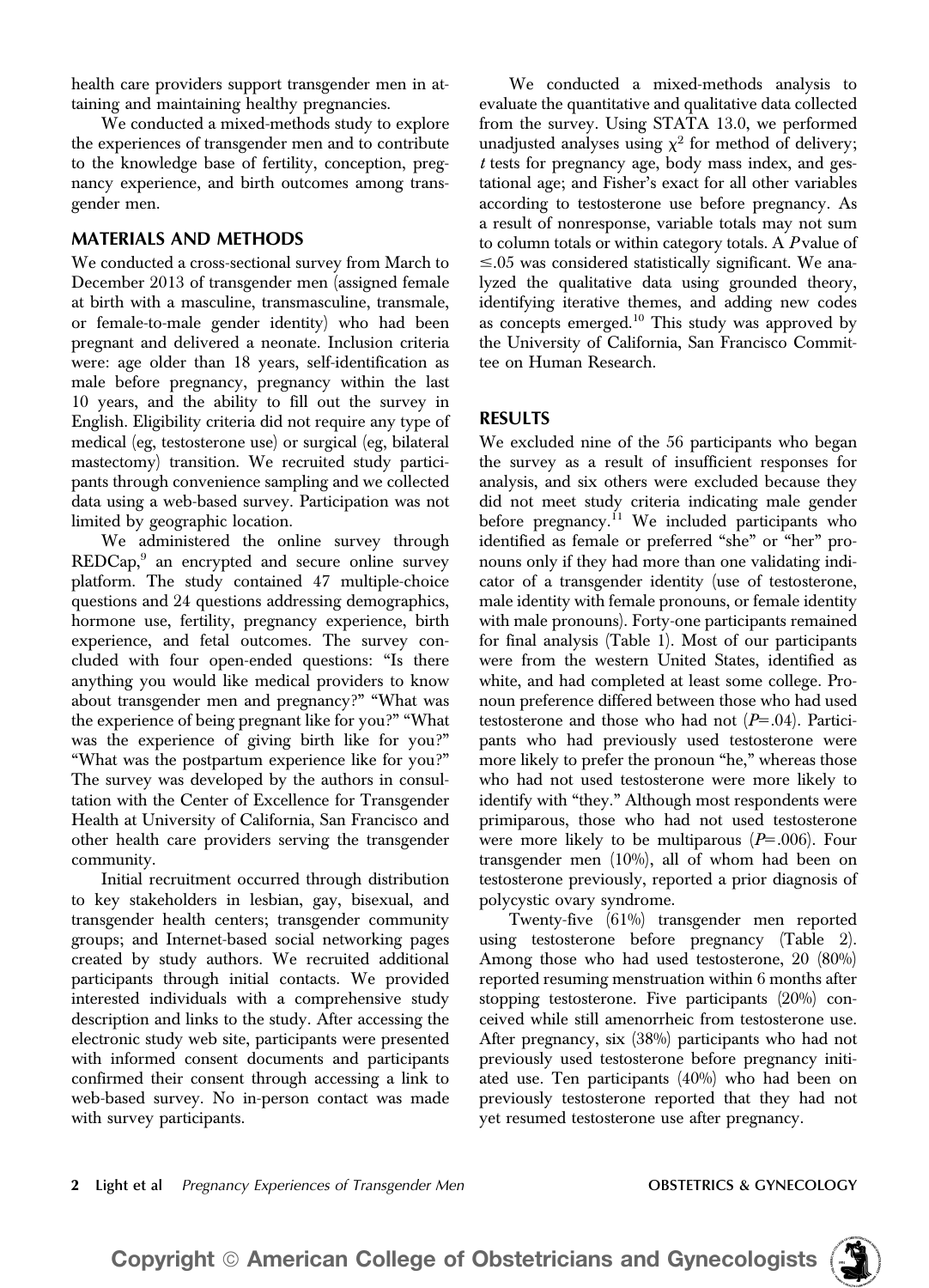health care providers support transgender men in attaining and maintaining healthy pregnancies.

We conducted a mixed-methods study to explore the experiences of transgender men and to contribute to the knowledge base of fertility, conception, pregnancy experience, and birth outcomes among transgender men.

## MATERIALS AND METHODS

We conducted a cross-sectional survey from March to December 2013 of transgender men (assigned female at birth with a masculine, transmasculine, transmale, or female-to-male gender identity) who had been pregnant and delivered a neonate. Inclusion criteria were: age older than 18 years, self-identification as male before pregnancy, pregnancy within the last 10 years, and the ability to fill out the survey in English. Eligibility criteria did not require any type of medical (eg, testosterone use) or surgical (eg, bilateral mastectomy) transition. We recruited study participants through convenience sampling and we collected data using a web-based survey. Participation was not limited by geographic location.

We administered the online survey through REDCap,[9] an encrypted and secure online survey platform. The study contained 47 multiple-choice questions and 24 questions addressing demographics, hormone use, fertility, pregnancy experience, birth experience, and fetal outcomes. The survey concluded with four open-ended questions: "Is there anything you would like medical providers to know about transgender men and pregnancy?" "What was the experience of being pregnant like for you?" "What was the experience of giving birth like for you?" "What was the postpartum experience like for you?" The survey was developed by the authors in consultation with the Center of Excellence for Transgender Health at University of California, San Francisco and other health care providers serving the transgender community.

Initial recruitment occurred through distribution to key stakeholders in lesbian, gay, bisexual, and transgender health centers; transgender community groups; and Internet-based social networking pages created by study authors. We recruited additional participants through initial contacts. We provided interested individuals with a comprehensive study description and links to the study. After accessing the electronic study web site, participants were presented with informed consent documents and participants confirmed their consent through accessing a link to web-based survey. No in-person contact was made with survey participants.

We conducted a mixed-methods analysis to evaluate the quantitative and qualitative data collected from the survey. Using STATA 13.0, we performed unadjusted analyses using $\chi^2$ for method of delivery; *t* tests for pregnancy age, body mass index, and gestational age; and Fisher's exact for all other variables according to testosterone use before pregnancy. As a result of nonresponse, variable totals may not sum to column totals or within category totals. A *P* value of $\leq .05$ was considered statistically significant. We analyzed the qualitative data using grounded theory, identifying iterative themes, and adding new codes as concepts emerged.[10] This study was approved by the University of California, San Francisco Committee on Human Research.

## RESULTS

We excluded nine of the 56 participants who began the survey as a result of insufficient responses for analysis, and six others were excluded because they did not meet study criteria indicating male gender before pregnancy.[11] We included participants who identified as female or preferred "she" or "her" pronouns only if they had more than one validating indicator of a transgender identity (use of testosterone, male identity with female pronouns, or female identity with male pronouns). Forty-one participants remained for final analysis (Table 1). Most of our participants were from the western United States, identified as white, and had completed at least some college. Pronoun preference differed between those who had used testosterone and those who had not ($P=.04$). Participants who had previously used testosterone were more likely to prefer the pronoun "he," whereas those who had not used testosterone were more likely to identify with "they." Although most respondents were primiparous, those who had not used testosterone were more likely to be multiparous ($P=.006$). Four transgender men (10%), all of whom had been on testosterone previously, reported a prior diagnosis of polycystic ovary syndrome.

Twenty-five (61%) transgender men reported using testosterone before pregnancy (Table 2). Among those who had used testosterone, 20 (80%) reported resuming menstruation within 6 months after stopping testosterone. Five participants (20%) conceived while still amenorrheic from testosterone use. After pregnancy, six (38%) participants who had not previously used testosterone before pregnancy initiated use. Ten participants (40%) who had been on previously testosterone reported that they had not yet resumed testosterone use after pregnancy.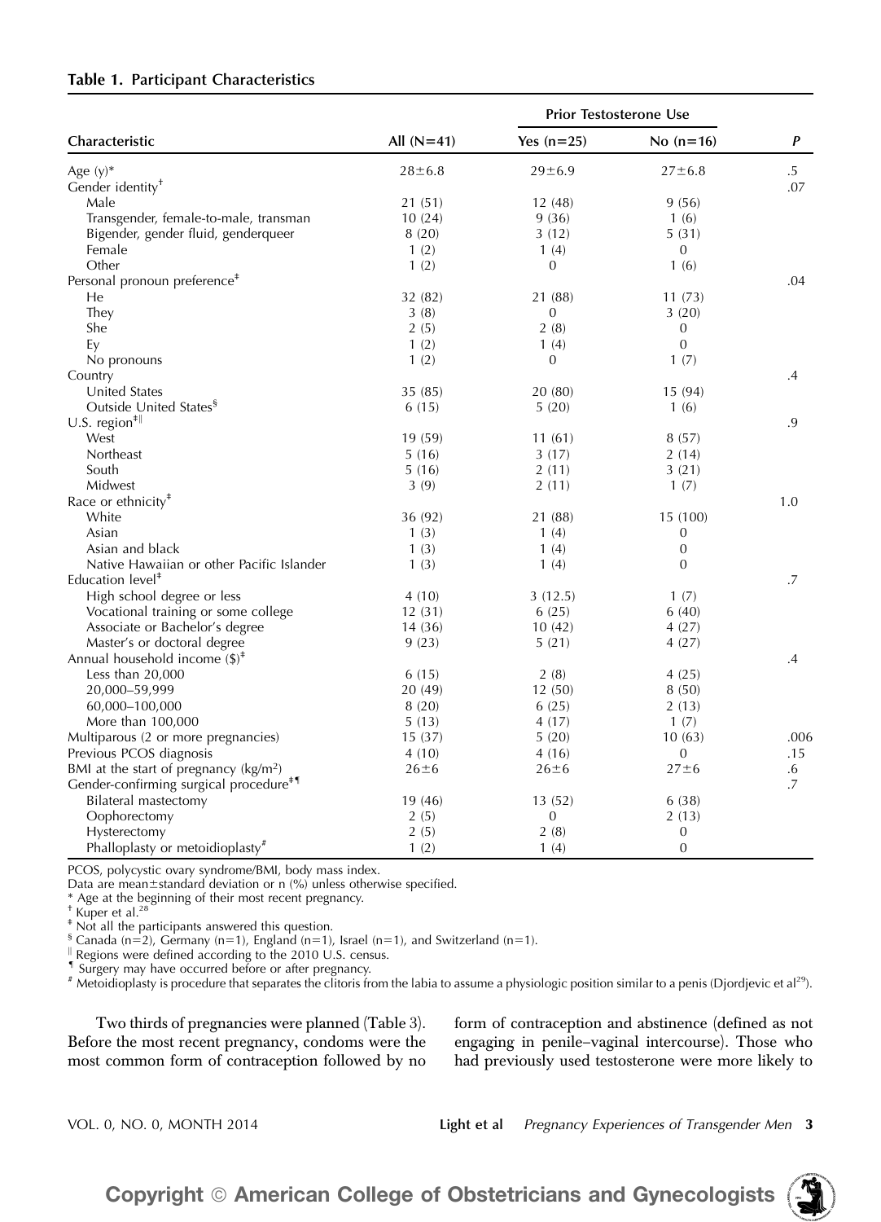**Table 1. Participant Characteristics**

| Characteristic | All (N=41) | Prior Testosterone Use | | *P* |
|---|---|---|---|---|
| | | Yes (n=25) | No (n=16) | |
| Age (y)* | 28±6.8 | 29±6.9 | 27±6.8 | .5 |
| Gender identity[†] | | | | .07 |
| Male | 21 (51) | 12 (48) | 9 (56) | |
| Transgender, female-to-male, transman | 10 (24) | 9 (36) | 1 (6) | |
| Bigender, gender fluid, genderqueer | 8 (20) | 3 (12) | 5 (31) | |
| Female | 1 (2) | 1 (4) | 0 | |
| Other | 1 (2) | 0 | 1 (6) | |
| Personal pronoun preference[‡] | | | | .04 |
| He | 32 (82) | 21 (88) | 11 (73) | |
| They | 3 (8) | 0 | 3 (20) | |
| She | 2 (5) | 2 (8) | 0 | |
| Ey | 1 (2) | 1 (4) | 0 | |
| No pronouns | 1 (2) | 0 | 1 (7) | |
| Country | | | | .4 |
| United States | 35 (85) | 20 (80) | 15 (94) | |
| Outside United States[§] | 6 (15) | 5 (20) | 1 (6) | |
| U.S. region[‡‖] | | | | .9 |
| West | 19 (59) | 11 (61) | 8 (57) | |
| Northeast | 5 (16) | 3 (17) | 2 (14) | |
| South | 5 (16) | 2 (11) | 3 (21) | |
| Midwest | 3 (9) | 2 (11) | 1 (7) | |
| Race or ethnicity[‡] | | | | 1.0 |
| White | 36 (92) | 21 (88) | 15 (100) | |
| Asian | 1 (3) | 1 (4) | 0 | |
| Asian and black | 1 (3) | 1 (4) | 0 | |
| Native Hawaiian or other Pacific Islander | 1 (3) | 1 (4) | 0 | |
| Education level[‡] | | | | .7 |
| High school degree or less | 4 (10) | 3 (12.5) | 1 (7) | |
| Vocational training or some college | 12 (31) | 6 (25) | 6 (40) | |
| Associate or Bachelor's degree | 14 (36) | 10 (42) | 4 (27) | |
| Master's or doctoral degree | 9 (23) | 5 (21) | 4 (27) | |
| Annual household income ($)[‡] | | | | .4 |
| Less than 20,000 | 6 (15) | 2 (8) | 4 (25) | |
| 20,000–59,999 | 20 (49) | 12 (50) | 8 (50) | |
| 60,000–100,000 | 8 (20) | 6 (25) | 2 (13) | |
| More than 100,000 | 5 (13) | 4 (17) | 1 (7) | |
| Multiparous (2 or more pregnancies) | 15 (37) | 5 (20) | 10 (63) | .006 |
| Previous PCOS diagnosis | 4 (10) | 4 (16) | 0 | .15 |
| BMI at the start of pregnancy (kg/m$^2$) | 26±6 | 26±6 | 27±6 | .6 |
| Gender-confirming surgical procedure[‡¶] | | | | .7 |
| Bilateral mastectomy | 19 (46) | 13 (52) | 6 (38) | |
| Oophorectomy | 2 (5) | 0 | 2 (13) | |
| Hysterectomy | 2 (5) | 2 (8) | 0 | |
| Phalloplasty or metoidioplasty[#] | 1 (2) | 1 (4) | 0 | |

PCOS, polycystic ovary syndrome/BMI, body mass index.

Data are mean±standard deviation or n (%) unless otherwise specified.

\* Age at the beginning of their most recent pregnancy.

† Kuper et al.[28]

‡ Not all the participants answered this question.

§ Canada (n=2), Germany (n=1), England (n=1), Israel (n=1), and Switzerland (n=1).

‖ Regions were defined according to the 2010 U.S. census.

¶ Surgery may have occurred before or after pregnancy.

\# Metoidioplasty is procedure that separates the clitoris from the labia to assume a physiologic position similar to a penis (Djordjevic et al[29]).

Two thirds of pregnancies were planned (Table 3). Before the most recent pregnancy, condoms were the most common form of contraception followed by no form of contraception and abstinence (defined as not engaging in penile–vaginal intercourse). Those who had previously used testosterone were more likely to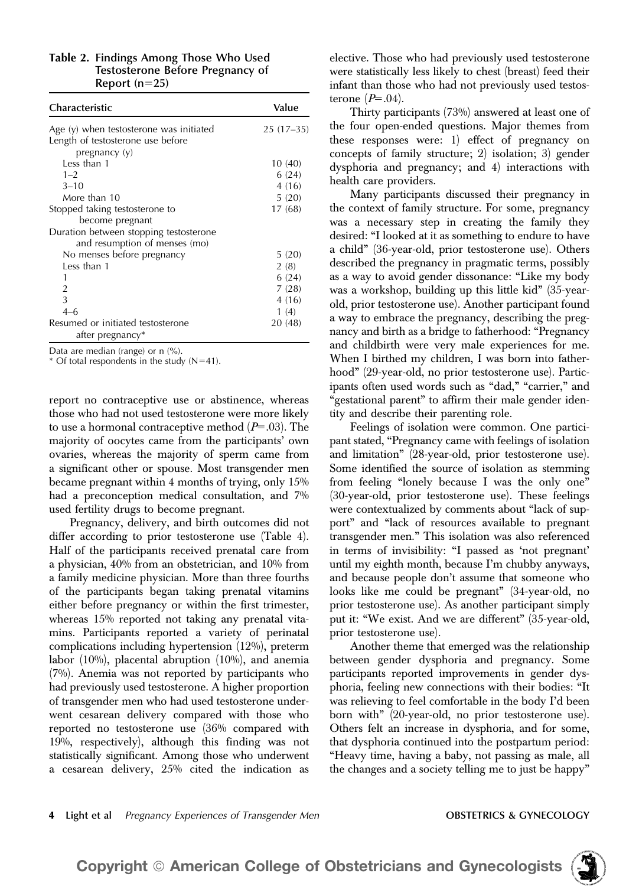**Table 2. Findings Among Those Who Used Testosterone Before Pregnancy of Report (n=25)**

| Characteristic | Value |
|---|---|
| Age (y) when testosterone was initiated | 25 (17–35) |
| Length of testosterone use before pregnancy (y) | |
| Less than 1 | 10 (40) |
| 1–2 | 6 (24) |
| 3–10 | 4 (16) |
| More than 10 | 5 (20) |
| Stopped taking testosterone to become pregnant | 17 (68) |
| Duration between stopping testosterone and resumption of menses (mo) | |
| No menses before pregnancy | 5 (20) |
| Less than 1 | 2 (8) |
| 1 | 6 (24) |
| 2 | 7 (28) |
| 3 | 4 (16) |
| 4–6 | 1 (4) |
| Resumed or initiated testosterone after pregnancy* | 20 (48) |

Data are median (range) or n (%).

* Of total respondents in the study (N=41).

report no contraceptive use or abstinence, whereas those who had not used testosterone were more likely to use a hormonal contraceptive method ($P$=.03). The majority of oocytes came from the participants' own ovaries, whereas the majority of sperm came from a significant other or spouse. Most transgender men became pregnant within 4 months of trying, only 15% had a preconception medical consultation, and 7% used fertility drugs to become pregnant.

Pregnancy, delivery, and birth outcomes did not differ according to prior testosterone use (Table 4). Half of the participants received prenatal care from a physician, 40% from an obstetrician, and 10% from a family medicine physician. More than three fourths of the participants began taking prenatal vitamins either before pregnancy or within the first trimester, whereas 15% reported not taking any prenatal vitamins. Participants reported a variety of perinatal complications including hypertension (12%), preterm labor (10%), placental abruption (10%), and anemia (7%). Anemia was not reported by participants who had previously used testosterone. A higher proportion of transgender men who had used testosterone underwent cesarean delivery compared with those who reported no testosterone use (36% compared with 19%, respectively), although this finding was not statistically significant. Among those who underwent a cesarean delivery, 25% cited the indication as elective. Those who had previously used testosterone were statistically less likely to chest (breast) feed their infant than those who had not previously used testosterone ($P$=.04).

Thirty participants (73%) answered at least one of the four open-ended questions. Major themes from these responses were: 1) effect of pregnancy on concepts of family structure; 2) isolation; 3) gender dysphoria and pregnancy; and 4) interactions with health care providers.

Many participants discussed their pregnancy in the context of family structure. For some, pregnancy was a necessary step in creating the family they desired: "I looked at it as something to endure to have a child" (36-year-old, prior testosterone use). Others described the pregnancy in pragmatic terms, possibly as a way to avoid gender dissonance: "Like my body was a workshop, building up this little kid" (35-year-old, prior testosterone use). Another participant found a way to embrace the pregnancy, describing the pregnancy and birth as a bridge to fatherhood: "Pregnancy and childbirth were very male experiences for me. When I birthed my children, I was born into fatherhood" (29-year-old, no prior testosterone use). Participants often used words such as "dad," "carrier," and "gestational parent" to affirm their male gender identity and describe their parenting role.

Feelings of isolation were common. One participant stated, "Pregnancy came with feelings of isolation and limitation" (28-year-old, prior testosterone use). Some identified the source of isolation as stemming from feeling "lonely because I was the only one" (30-year-old, prior testosterone use). These feelings were contextualized by comments about "lack of support" and "lack of resources available to pregnant transgender men." This isolation was also referenced in terms of invisibility: "I passed as 'not pregnant' until my eighth month, because I'm chubby anyways, and because people don't assume that someone who looks like me could be pregnant" (34-year-old, no prior testosterone use). As another participant simply put it: "We exist. And we are different" (35-year-old, prior testosterone use).

Another theme that emerged was the relationship between gender dysphoria and pregnancy. Some participants reported improvements in gender dysphoria, feeling new connections with their bodies: "It was relieving to feel comfortable in the body I'd been born with" (20-year-old, no prior testosterone use). Others felt an increase in dysphoria, and for some, that dysphoria continued into the postpartum period: "Heavy time, having a baby, not passing as male, all the changes and a society telling me to just be happy"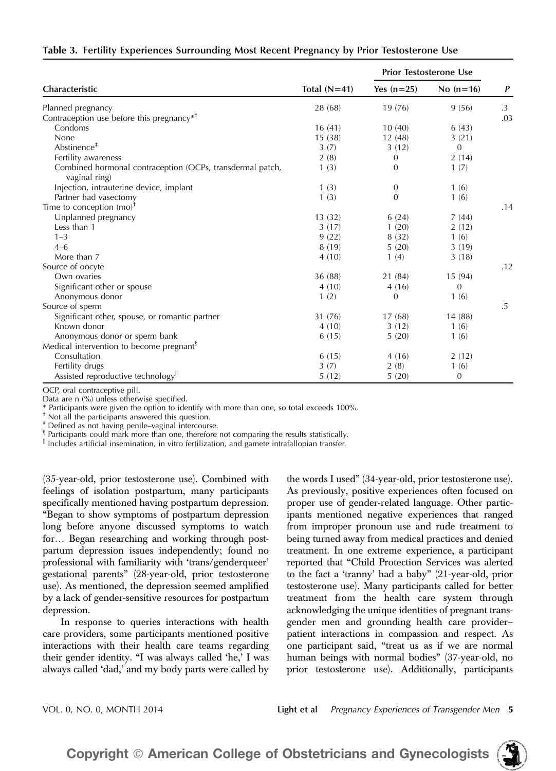**Table 3. Fertility Experiences Surrounding Most Recent Pregnancy by Prior Testosterone Use**

| Characteristic | Total (N=41) | Prior Testosterone Use | | P |
|---|---|---|---|---|
| | | Yes (n=25) | No (n=16) | |
| Planned pregnancy | 28 (68) | 19 (76) | 9 (56) | .3 |
| Contraception use before this pregnancy*† | | | | .03 |
| Condoms | 16 (41) | 10 (40) | 6 (43) | |
| None | 15 (38) | 12 (48) | 3 (21) | |
| Abstinence‡ | 3 (7) | 3 (12) | 0 | |
| Fertility awareness | 2 (8) | 0 | 2 (14) | |
| Combined hormonal contraception (OCPs, transdermal patch, vaginal ring) | 1 (3) | 0 | 1 (7) | |
| Injection, intrauterine device, implant | 1 (3) | 0 | 1 (6) | |
| Partner had vasectomy | 1 (3) | 0 | 1 (6) | |
| Time to conception (mo)† | | | | .14 |
| Unplanned pregnancy | 13 (32) | 6 (24) | 7 (44) | |
| Less than 1 | 3 (17) | 1 (20) | 2 (12) | |
| 1–3 | 9 (22) | 8 (32) | 1 (6) | |
| 4–6 | 8 (19) | 5 (20) | 3 (19) | |
| More than 7 | 4 (10) | 1 (4) | 3 (18) | |
| Source of oocyte | | | | .12 |
| Own ovaries | 36 (88) | 21 (84) | 15 (94) | |
| Significant other or spouse | 4 (10) | 4 (16) | 0 | |
| Anonymous donor | 1 (2) | 0 | 1 (6) | |
| Source of sperm | | | | .5 |
| Significant other, spouse, or romantic partner | 31 (76) | 17 (68) | 14 (88) | |
| Known donor | 4 (10) | 3 (12) | 1 (6) | |
| Anonymous donor or sperm bank | 6 (15) | 5 (20) | 1 (6) | |
| Medical intervention to become pregnant§ | | | | |
| Consultation | 6 (15) | 4 (16) | 2 (12) | |
| Fertility drugs | 3 (7) | 2 (8) | 1 (6) | |
| Assisted reproductive technology‖ | 5 (12) | 5 (20) | 0 | |

OCP, oral contraceptive pill.
Data are n (%) unless otherwise specified.
\* Participants were given the option to identify with more than one, so total exceeds 100%.
† Not all the participants answered this question.
‡ Defined as not having penile–vaginal intercourse.
§ Participants could mark more than one, therefore not comparing the results statistically.
‖ Includes artificial insemination, in vitro fertilization, and gamete intrafallopian transfer.

(35-year-old, prior testosterone use). Combined with feelings of isolation postpartum, many participants specifically mentioned having postpartum depression. "Began to show symptoms of postpartum depression long before anyone discussed symptoms to watch for… Began researching and working through postpartum depression issues independently; found no professional with familiarity with 'trans/genderqueer' gestational parents" (28-year-old, prior testosterone use). As mentioned, the depression seemed amplified by a lack of gender-sensitive resources for postpartum depression.

In response to queries interactions with health care providers, some participants mentioned positive interactions with their health care teams regarding their gender identity. "I was always called 'he,' I was always called 'dad,' and my body parts were called by the words I used" (34-year-old, prior testosterone use). As previously, positive experiences often focused on proper use of gender-related language. Other participants mentioned negative experiences that ranged from improper pronoun use and rude treatment to being turned away from medical practices and denied treatment. In one extreme experience, a participant reported that "Child Protection Services was alerted to the fact a 'tranny' had a baby" (21-year-old, prior testosterone use). Many participants called for better treatment from the health care system through acknowledging the unique identities of pregnant transgender men and grounding health care provider–patient interactions in compassion and respect. As one participant said, "treat us as if we are normal human beings with normal bodies" (37-year-old, no prior testosterone use). Additionally, participants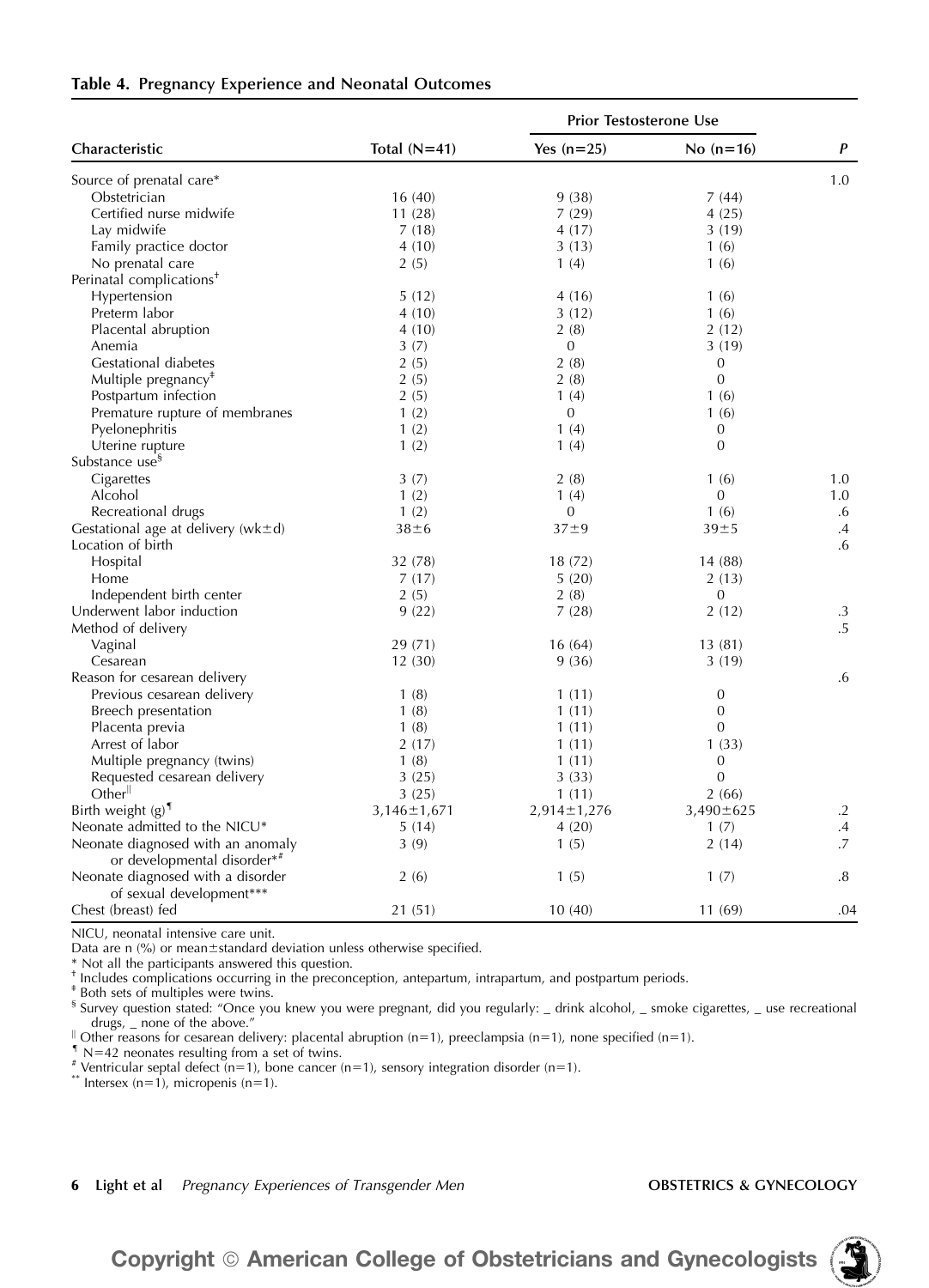**Table 4. Pregnancy Experience and Neonatal Outcomes**

| Characteristic | Total (N=41) | Prior Testosterone Use | | *P* |
|---|---|---|---|---|
| | | Yes (n=25) | No (n=16) | |
| Source of prenatal care* | | | | 1.0 |
| Obstetrician | 16 (40) | 9 (38) | 7 (44) | |
| Certified nurse midwife | 11 (28) | 7 (29) | 4 (25) | |
| Lay midwife | 7 (18) | 4 (17) | 3 (19) | |
| Family practice doctor | 4 (10) | 3 (13) | 1 (6) | |
| No prenatal care | 2 (5) | 1 (4) | 1 (6) | |
| Perinatal complications[†] | | | | |
| Hypertension | 5 (12) | 4 (16) | 1 (6) | |
| Preterm labor | 4 (10) | 3 (12) | 1 (6) | |
| Placental abruption | 4 (10) | 2 (8) | 2 (12) | |
| Anemia | 3 (7) | 0 | 3 (19) | |
| Gestational diabetes | 2 (5) | 2 (8) | 0 | |
| Multiple pregnancy[‡] | 2 (5) | 2 (8) | 0 | |
| Postpartum infection | 2 (5) | 1 (4) | 1 (6) | |
| Premature rupture of membranes | 1 (2) | 0 | 1 (6) | |
| Pyelonephritis | 1 (2) | 1 (4) | 0 | |
| Uterine rupture | 1 (2) | 1 (4) | 0 | |
| Substance use[§] | | | | |
| Cigarettes | 3 (7) | 2 (8) | 1 (6) | 1.0 |
| Alcohol | 1 (2) | 1 (4) | 0 | 1.0 |
| Recreational drugs | 1 (2) | 0 | 1 (6) | .6 |
| Gestational age at delivery (wk±d) | 38±6 | 37±9 | 39±5 | .4 |
| Location of birth | | | | .6 |
| Hospital | 32 (78) | 18 (72) | 14 (88) | |
| Home | 7 (17) | 5 (20) | 2 (13) | |
| Independent birth center | 2 (5) | 2 (8) | 0 | |
| Underwent labor induction | 9 (22) | 7 (28) | 2 (12) | .3 |
| Method of delivery | | | | .5 |
| Vaginal | 29 (71) | 16 (64) | 13 (81) | |
| Cesarean | 12 (30) | 9 (36) | 3 (19) | |
| Reason for cesarean delivery | | | | .6 |
| Previous cesarean delivery | 1 (8) | 1 (11) | 0 | |
| Breech presentation | 1 (8) | 1 (11) | 0 | |
| Placenta previa | 1 (8) | 1 (11) | 0 | |
| Arrest of labor | 2 (17) | 1 (11) | 1 (33) | |
| Multiple pregnancy (twins) | 1 (8) | 1 (11) | 0 | |
| Requested cesarean delivery | 3 (25) | 3 (33) | 0 | |
| Other[‖] | 3 (25) | 1 (11) | 2 (66) | |
| Birth weight (g)[¶] | 3,146±1,671 | 2,914±1,276 | 3,490±625 | .2 |
| Neonate admitted to the NICU* | 5 (14) | 4 (20) | 1 (7) | .4 |
| Neonate diagnosed with an anomaly or developmental disorder*[#] | 3 (9) | 1 (5) | 2 (14) | .7 |
| Neonate diagnosed with a disorder of sexual development*** | 2 (6) | 1 (5) | 1 (7) | .8 |
| Chest (breast) fed | 21 (51) | 10 (40) | 11 (69) | .04 |

NICU, neonatal intensive care unit.

Data are n (%) or mean±standard deviation unless otherwise specified.

\* Not all the participants answered this question.

[†] Includes complications occurring in the preconception, antepartum, intrapartum, and postpartum periods.

[‡] Both sets of multiples were twins.

[§] Survey question stated: "Once you knew you were pregnant, did you regularly: _ drink alcohol, _ smoke cigarettes, _ use recreational drugs, _ none of the above."

[‖] Other reasons for cesarean delivery: placental abruption (n=1), preeclampsia (n=1), none specified (n=1).

[¶] N=42 neonates resulting from a set of twins.

[#] Ventricular septal defect (n=1), bone cancer (n=1), sensory integration disorder (n=1).

[**] Intersex (n=1), micropenis (n=1).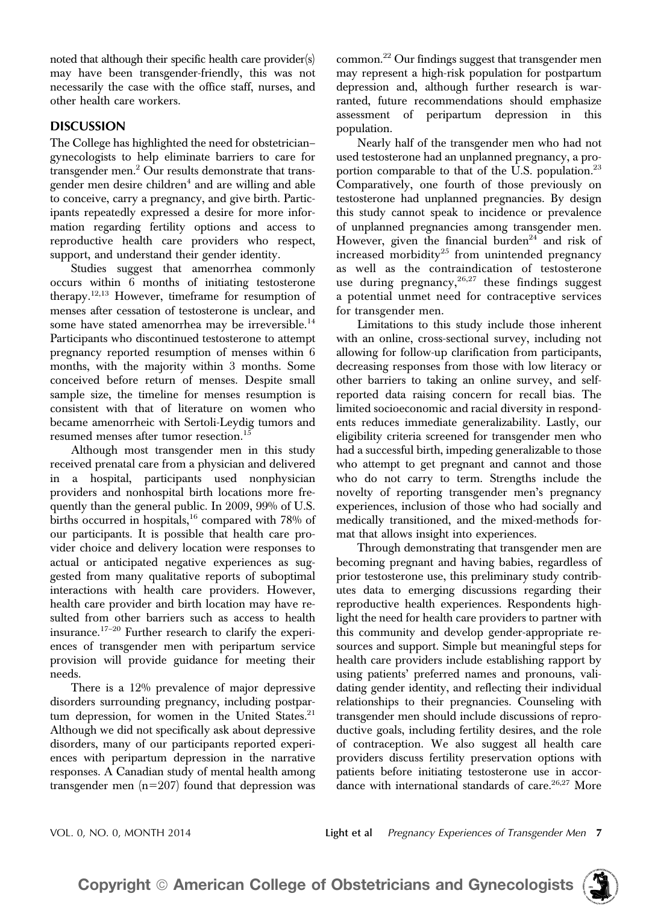noted that although their specific health care provider(s) may have been transgender-friendly, this was not necessarily the case with the office staff, nurses, and other health care workers.

## DISCUSSION

The College has highlighted the need for obstetrician–gynecologists to help eliminate barriers to care for transgender men.[2] Our results demonstrate that transgender men desire children[4] and are willing and able to conceive, carry a pregnancy, and give birth. Participants repeatedly expressed a desire for more information regarding fertility options and access to reproductive health care providers who respect, support, and understand their gender identity.

Studies suggest that amenorrhea commonly occurs within 6 months of initiating testosterone therapy.[12,13] However, timeframe for resumption of menses after cessation of testosterone is unclear, and some have stated amenorrhea may be irreversible.[14] Participants who discontinued testosterone to attempt pregnancy reported resumption of menses within 6 months, with the majority within 3 months. Some conceived before return of menses. Despite small sample size, the timeline for menses resumption is consistent with that of literature on women who became amenorrheic with Sertoli-Leydig tumors and resumed menses after tumor resection.[15]

Although most transgender men in this study received prenatal care from a physician and delivered in a hospital, participants used nonphysician providers and nonhospital birth locations more frequently than the general public. In 2009, 99% of U.S. births occurred in hospitals,[16] compared with 78% of our participants. It is possible that health care provider choice and delivery location were responses to actual or anticipated negative experiences as suggested from many qualitative reports of suboptimal interactions with health care providers. However, health care provider and birth location may have resulted from other barriers such as access to health insurance.[17–20] Further research to clarify the experiences of transgender men with peripartum service provision will provide guidance for meeting their needs.

There is a 12% prevalence of major depressive disorders surrounding pregnancy, including postpartum depression, for women in the United States.[21] Although we did not specifically ask about depressive disorders, many of our participants reported experiences with peripartum depression in the narrative responses. A Canadian study of mental health among transgender men (n=207) found that depression was common.[22] Our findings suggest that transgender men may represent a high-risk population for postpartum depression and, although further research is warranted, future recommendations should emphasize assessment of peripartum depression in this population.

Nearly half of the transgender men who had not used testosterone had an unplanned pregnancy, a proportion comparable to that of the U.S. population.[23] Comparatively, one fourth of those previously on testosterone had unplanned pregnancies. By design this study cannot speak to incidence or prevalence of unplanned pregnancies among transgender men. However, given the financial burden[24] and risk of increased morbidity[25] from unintended pregnancy as well as the contraindication of testosterone use during pregnancy,[26,27] these findings suggest a potential unmet need for contraceptive services for transgender men.

Limitations to this study include those inherent with an online, cross-sectional survey, including not allowing for follow-up clarification from participants, decreasing responses from those with low literacy or other barriers to taking an online survey, and self-reported data raising concern for recall bias. The limited socioeconomic and racial diversity in respondents reduces immediate generalizability. Lastly, our eligibility criteria screened for transgender men who had a successful birth, impeding generalizable to those who attempt to get pregnant and cannot and those who do not carry to term. Strengths include the novelty of reporting transgender men's pregnancy experiences, inclusion of those who had socially and medically transitioned, and the mixed-methods format that allows insight into experiences.

Through demonstrating that transgender men are becoming pregnant and having babies, regardless of prior testosterone use, this preliminary study contributes data to emerging discussions regarding their reproductive health experiences. Respondents highlight the need for health care providers to partner with this community and develop gender-appropriate resources and support. Simple but meaningful steps for health care providers include establishing rapport by using patients' preferred names and pronouns, validating gender identity, and reflecting their individual relationships to their pregnancies. Counseling with transgender men should include discussions of reproductive goals, including fertility desires, and the role of contraception. We also suggest all health care providers discuss fertility preservation options with patients before initiating testosterone use in accordance with international standards of care.[26,27] More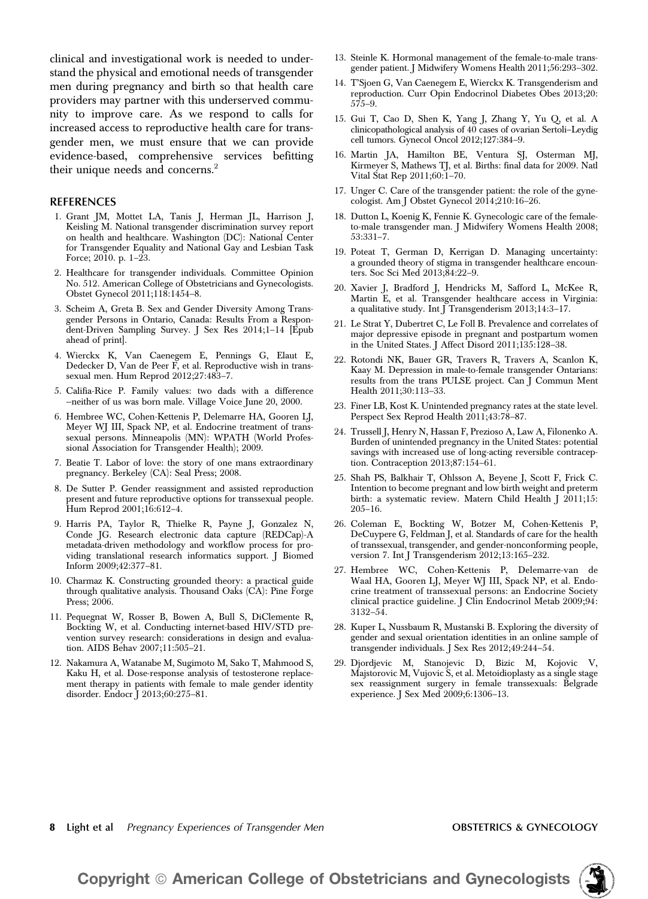clinical and investigational work is needed to understand the physical and emotional needs of transgender men during pregnancy and birth so that health care providers may partner with this underserved community to improve care. As we respond to calls for increased access to reproductive health care for transgender men, we must ensure that we can provide evidence-based, comprehensive services befitting their unique needs and concerns.[2]

## REFERENCES

1. Grant JM, Mottet LA, Tanis J, Herman JL, Harrison J, Keisling M. National transgender discrimination survey report on health and healthcare. Washington (DC): National Center for Transgender Equality and National Gay and Lesbian Task Force; 2010. p. 1–23.
2. Healthcare for transgender individuals. Committee Opinion No. 512. American College of Obstetricians and Gynecologists. Obstet Gynecol 2011;118:1454–8.
3. Scheim A, Greta B. Sex and Gender Diversity Among Transgender Persons in Ontario, Canada: Results From a Respondent-Driven Sampling Survey. J Sex Res 2014;1–14 [Epub ahead of print].
4. Wierckx K, Van Caenegem E, Pennings G, Elaut E, Dedecker D, Van de Peer F, et al. Reproductive wish in transsexual men. Hum Reprod 2012;27:483–7.
5. Califia-Rice P. Family values: two dads with a difference –neither of us was born male. Village Voice June 20, 2000.
6. Hembree WC, Cohen-Kettenis P, Delemarre HA, Gooren LJ, Meyer WJ III, Spack NP, et al. Endocrine treatment of transsexual persons. Minneapolis (MN): WPATH (World Professional Association for Transgender Health); 2009.
7. Beatie T. Labor of love: the story of one mans extraordinary pregnancy. Berkeley (CA): Seal Press; 2008.
8. De Sutter P. Gender reassignment and assisted reproduction present and future reproductive options for transsexual people. Hum Reprod 2001;16:612–4.
9. Harris PA, Taylor R, Thielke R, Payne J, Gonzalez N, Conde JG. Research electronic data capture (REDCap)-A metadata-driven methodology and workflow process for providing translational research informatics support. J Biomed Inform 2009;42:377–81.
10. Charmaz K. Constructing grounded theory: a practical guide through qualitative analysis. Thousand Oaks (CA): Pine Forge Press; 2006.
11. Pequegnat W, Rosser B, Bowen A, Bull S, DiClemente R, Bockting W, et al. Conducting internet-based HIV/STD prevention survey research: considerations in design and evaluation. AIDS Behav 2007;11:505–21.
12. Nakamura A, Watanabe M, Sugimoto M, Sako T, Mahmood S, Kaku H, et al. Dose-response analysis of testosterone replacement therapy in patients with female to male gender identity disorder. Endocr J 2013;60:275–81.
13. Steinle K. Hormonal management of the female-to-male transgender patient. J Midwifery Womens Health 2011;56:293–302.
14. T'Sjoen G, Van Caenegem E, Wierckx K. Transgenderism and reproduction. Curr Opin Endocrinol Diabetes Obes 2013;20: 575–9.
15. Gui T, Cao D, Shen K, Yang J, Zhang Y, Yu Q, et al. A clinicopathological analysis of 40 cases of ovarian Sertoli–Leydig cell tumors. Gynecol Oncol 2012;127:384–9.
16. Martin JA, Hamilton BE, Ventura SJ, Osterman MJ, Kirmeyer S, Mathews TJ, et al. Births: final data for 2009. Natl Vital Stat Rep 2011;60:1–70.
17. Unger C. Care of the transgender patient: the role of the gynecologist. Am J Obstet Gynecol 2014;210:16–26.
18. Dutton L, Koenig K, Fennie K. Gynecologic care of the female-to-male transgender man. J Midwifery Womens Health 2008; 53:331–7.
19. Poteat T, German D, Kerrigan D. Managing uncertainty: a grounded theory of stigma in transgender healthcare encounters. Soc Sci Med 2013;84:22–9.
20. Xavier J, Bradford J, Hendricks M, Safford L, McKee R, Martin E, et al. Transgender healthcare access in Virginia: a qualitative study. Int J Transgenderism 2013;14:3–17.
21. Le Strat Y, Dubertret C, Le Foll B. Prevalence and correlates of major depressive episode in pregnant and postpartum women in the United States. J Affect Disord 2011;135:128–38.
22. Rotondi NK, Bauer GR, Travers R, Travers A, Scanlon K, Kaay M. Depression in male-to-female transgender Ontarians: results from the trans PULSE project. Can J Commun Ment Health 2011;30:113–33.
23. Finer LB, Kost K. Unintended pregnancy rates at the state level. Perspect Sex Reprod Health 2011;43:78–87.
24. Trussell J, Henry N, Hassan F, Prezioso A, Law A, Filonenko A. Burden of unintended pregnancy in the United States: potential savings with increased use of long-acting reversible contraception. Contraception 2013;87:154–61.
25. Shah PS, Balkhair T, Ohlsson A, Beyene J, Scott F, Frick C. Intention to become pregnant and low birth weight and preterm birth: a systematic review. Matern Child Health J 2011;15: 205–16.
26. Coleman E, Bockting W, Botzer M, Cohen-Kettenis P, DeCuypere G, Feldman J, et al. Standards of care for the health of transsexual, transgender, and gender-nonconforming people, version 7. Int J Transgenderism 2012;13:165–232.
27. Hembree WC, Cohen-Kettenis P, Delemarre-van de Waal HA, Gooren LJ, Meyer WJ III, Spack NP, et al. Endocrine treatment of transsexual persons: an Endocrine Society clinical practice guideline. J Clin Endocrinol Metab 2009;94: 3132–54.
28. Kuper L, Nussbaum R, Mustanski B. Exploring the diversity of gender and sexual orientation identities in an online sample of transgender individuals. J Sex Res 2012;49:244–54.
29. Djordjevic M, Stanojevic D, Bizic M, Kojovic V, Majstorovic M, Vujovic S, et al. Metoidioplasty as a single stage sex reassignment surgery in female transsexuals: Belgrade experience. J Sex Med 2009;6:1306–13.